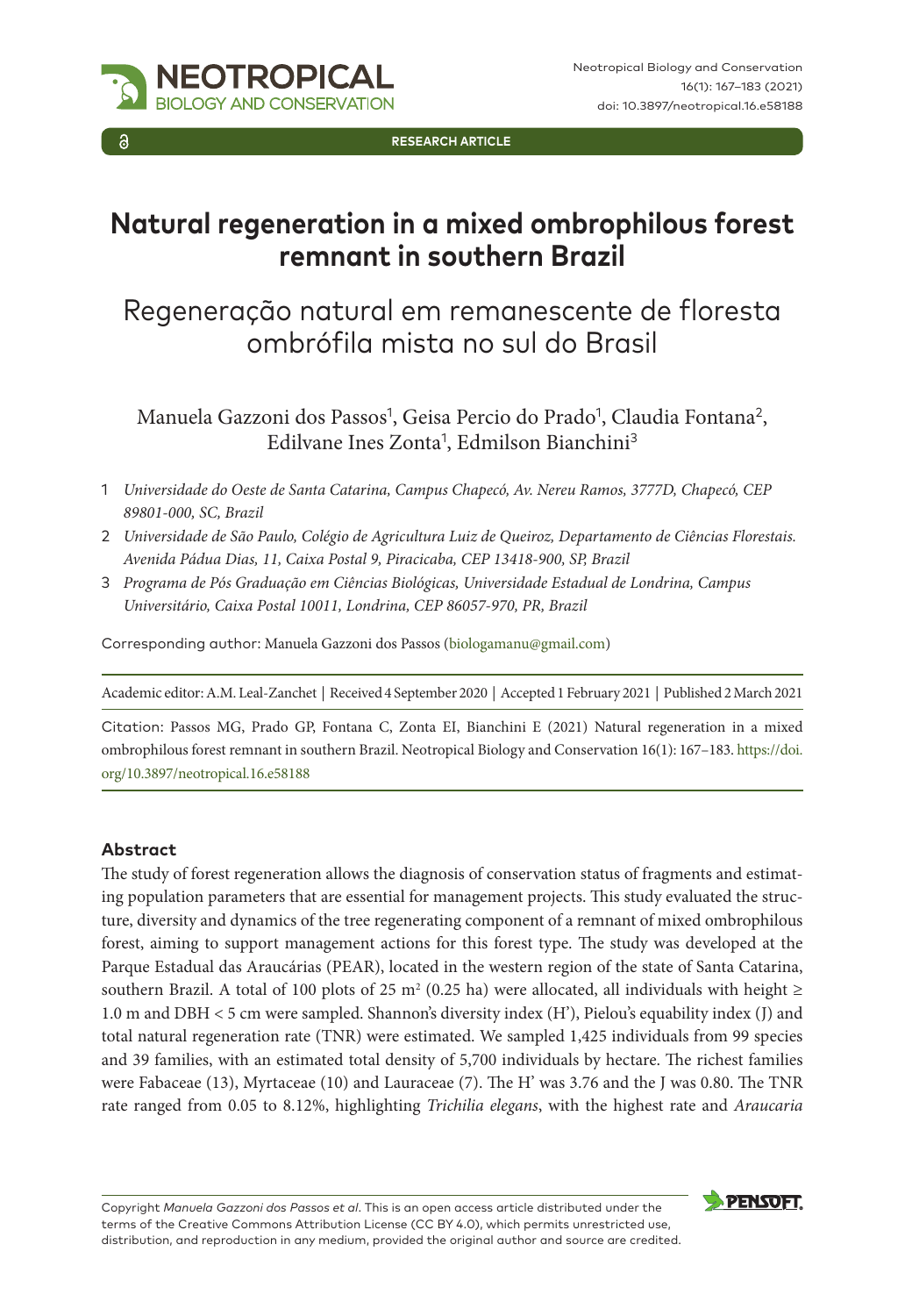RESEARCH ARTICLE

# Natural regeneration in a mixed ombrophilous forest remnant in southern Brazil

## Regeneração natural em remanescente de floresta ombrófila mista no sul do Brasil

Manuela Gazzoni dos Passos[1], Geisa Percio do Prado[1], Claudia Fontana[2], Edilvane Ines Zonta[1], Edmilson Bianchini[3]

1 *Universidade do Oeste de Santa Catarina, Campus Chapecó, Av. Nereu Ramos, 3777D, Chapecó, CEP 89801-000, SC, Brazil*

2 *Universidade de São Paulo, Colégio de Agricultura Luiz de Queiroz, Departamento de Ciências Florestais. Avenida Pádua Dias, 11, Caixa Postal 9, Piracicaba, CEP 13418-900, SP, Brazil*

3 *Programa de Pós Graduação em Ciências Biológicas, Universidade Estadual de Londrina, Campus Universitário, Caixa Postal 10011, Londrina, CEP 86057-970, PR, Brazil*

Corresponding author: Manuela Gazzoni dos Passos (biologamanu@gmail.com)

Academic editor: A.M. Leal-Zanchet | Received 4 September 2020 | Accepted 1 February 2021 | Published 2 March 2021

Citation: Passos MG, Prado GP, Fontana C, Zonta EI, Bianchini E (2021) Natural regeneration in a mixed ombrophilous forest remnant in southern Brazil. Neotropical Biology and Conservation 16(1): 167–183. https://doi.org/10.3897/neotropical.16.e58188

### Abstract

The study of forest regeneration allows the diagnosis of conservation status of fragments and estimating population parameters that are essential for management projects. This study evaluated the structure, diversity and dynamics of the tree regenerating component of a remnant of mixed ombrophilous forest, aiming to support management actions for this forest type. The study was developed at the Parque Estadual das Araucárias (PEAR), located in the western region of the state of Santa Catarina, southern Brazil. A total of 100 plots of 25 $m^2$ (0.25 ha) were allocated, all individuals with height ≥ 1.0 m and DBH < 5 cm were sampled. Shannon's diversity index (H'), Pielou's equability index (J) and total natural regeneration rate (TNR) were estimated. We sampled 1,425 individuals from 99 species and 39 families, with an estimated total density of 5,700 individuals by hectare. The richest families were Fabaceae (13), Myrtaceae (10) and Lauraceae (7). The H' was 3.76 and the J was 0.80. The TNR rate ranged from 0.05 to 8.12%, highlighting *Trichilia elegans*, with the highest rate and *Araucaria*

Copyright *Manuela Gazzoni dos Passos et al*. This is an open access article distributed under the terms of the Creative Commons Attribution License (CC BY 4.0), which permits unrestricted use, distribution, and reproduction in any medium, provided the original author and source are credited.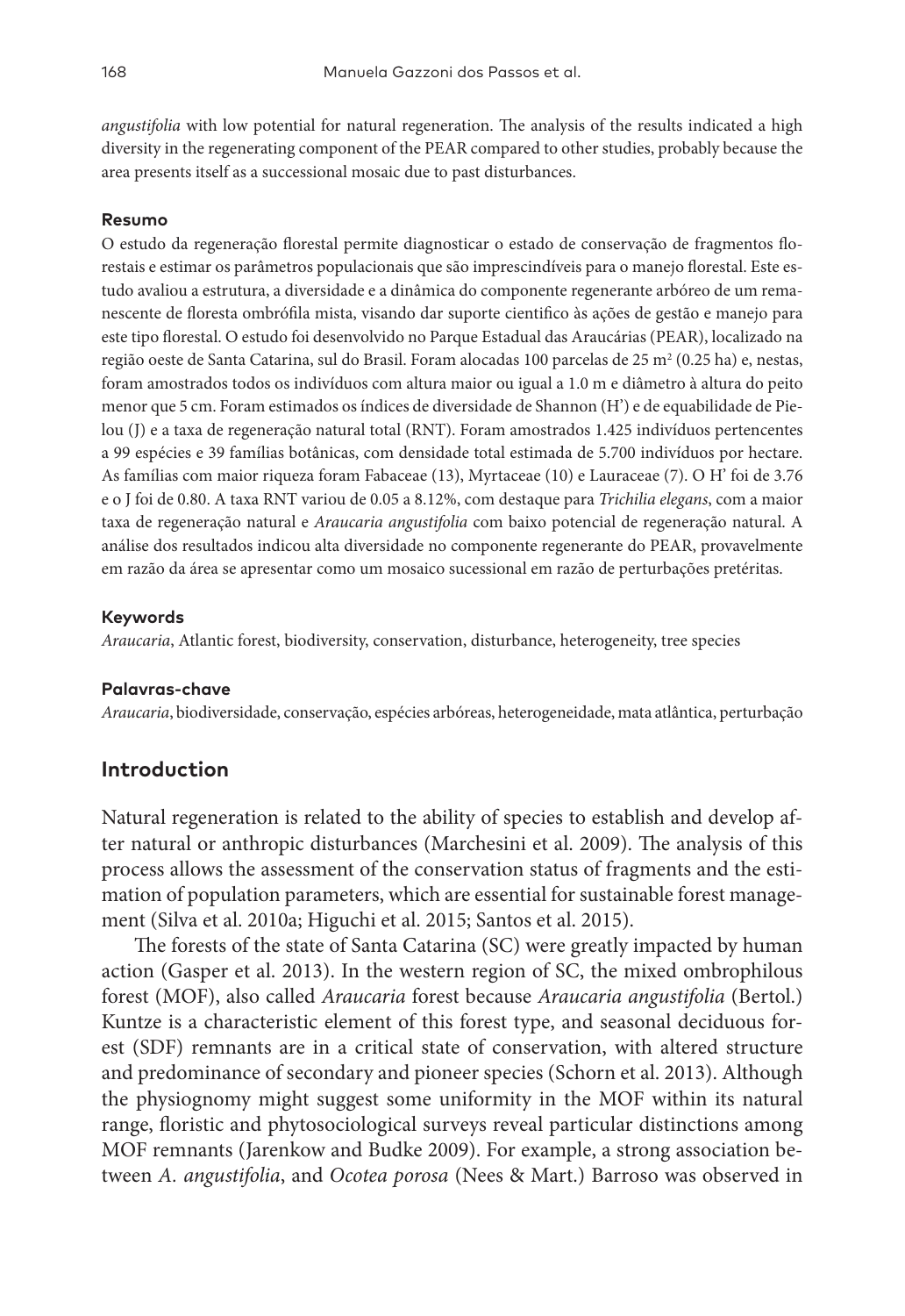*angustifolia* with low potential for natural regeneration. The analysis of the results indicated a high diversity in the regenerating component of the PEAR compared to other studies, probably because the area presents itself as a successional mosaic due to past disturbances.

#### Resumo

O estudo da regeneração florestal permite diagnosticar o estado de conservação de fragmentos florestais e estimar os parâmetros populacionais que são imprescindíveis para o manejo florestal. Este estudo avaliou a estrutura, a diversidade e a dinâmica do componente regenerante arbóreo de um remanescente de floresta ombrófila mista, visando dar suporte científico às ações de gestão e manejo para este tipo florestal. O estudo foi desenvolvido no Parque Estadual das Araucárias (PEAR), localizado na região oeste de Santa Catarina, sul do Brasil. Foram alocadas 100 parcelas de 25 $m^2$ (0.25 ha) e, nestas, foram amostrados todos os indivíduos com altura maior ou igual a 1.0 m e diâmetro à altura do peito menor que 5 cm. Foram estimados os índices de diversidade de Shannon (H') e de equabilidade de Pielou (J) e a taxa de regeneração natural total (RNT). Foram amostrados 1.425 indivíduos pertencentes a 99 espécies e 39 famílias botânicas, com densidade total estimada de 5.700 indivíduos por hectare. As famílias com maior riqueza foram Fabaceae (13), Myrtaceae (10) e Lauraceae (7). O H' foi de 3.76 e o J foi de 0.80. A taxa RNT variou de 0.05 a 8.12%, com destaque para *Trichilia elegans*, com a maior taxa de regeneração natural e *Araucaria angustifolia* com baixo potencial de regeneração natural. A análise dos resultados indicou alta diversidade no componente regenerante do PEAR, provavelmente em razão da área se apresentar como um mosaico sucessional em razão de perturbações pretéritas.

#### Keywords

*Araucaria*, Atlantic forest, biodiversity, conservation, disturbance, heterogeneity, tree species

#### Palavras-chave

*Araucaria*, biodiversidade, conservação, espécies arbóreas, heterogeneidade, mata atlântica, perturbação

## Introduction

Natural regeneration is related to the ability of species to establish and develop after natural or anthropic disturbances (Marchesini et al. 2009). The analysis of this process allows the assessment of the conservation status of fragments and the estimation of population parameters, which are essential for sustainable forest management (Silva et al. 2010a; Higuchi et al. 2015; Santos et al. 2015).

The forests of the state of Santa Catarina (SC) were greatly impacted by human action (Gasper et al. 2013). In the western region of SC, the mixed ombrophilous forest (MOF), also called *Araucaria* forest because *Araucaria angustifolia* (Bertol.) Kuntze is a characteristic element of this forest type, and seasonal deciduous forest (SDF) remnants are in a critical state of conservation, with altered structure and predominance of secondary and pioneer species (Schorn et al. 2013). Although the physiognomy might suggest some uniformity in the MOF within its natural range, floristic and phytosociological surveys reveal particular distinctions among MOF remnants (Jarenkow and Budke 2009). For example, a strong association between *A. angustifolia*, and *Ocotea porosa* (Nees & Mart.) Barroso was observed in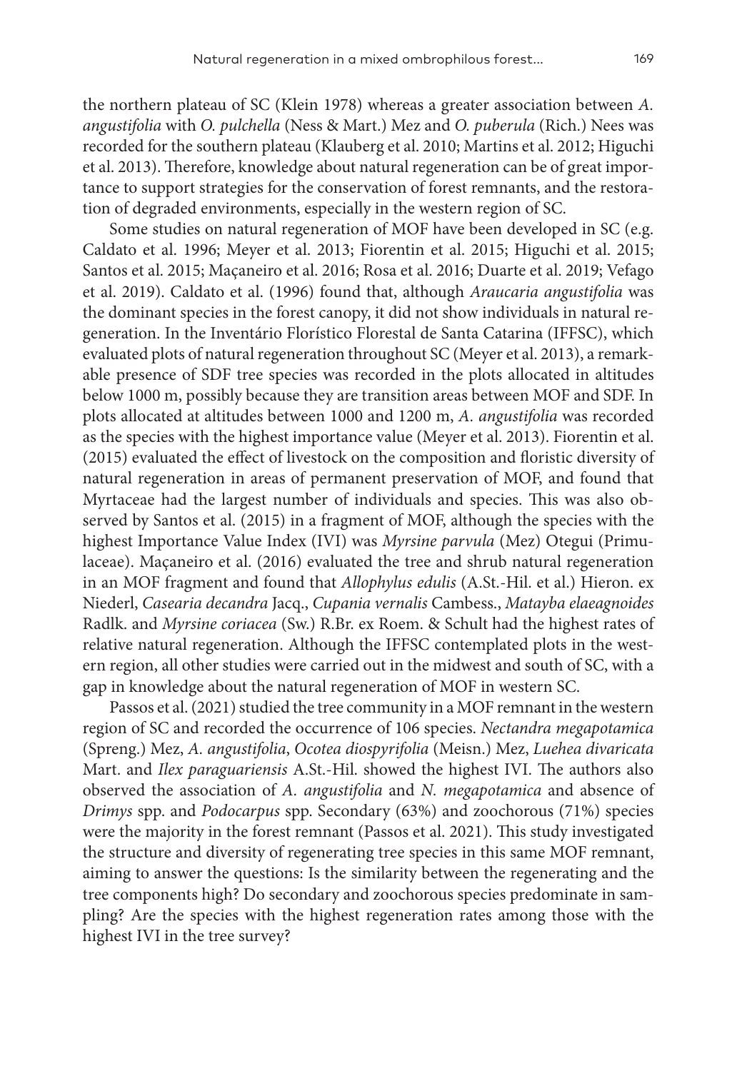the northern plateau of SC (Klein 1978) whereas a greater association between *A. angustifolia* with *O. pulchella* (Ness & Mart.) Mez and *O. puberula* (Rich.) Nees was recorded for the southern plateau (Klauberg et al. 2010; Martins et al. 2012; Higuchi et al. 2013). Therefore, knowledge about natural regeneration can be of great importance to support strategies for the conservation of forest remnants, and the restoration of degraded environments, especially in the western region of SC.

Some studies on natural regeneration of MOF have been developed in SC (e.g. Caldato et al. 1996; Meyer et al. 2013; Fiorentin et al. 2015; Higuchi et al. 2015; Santos et al. 2015; Maçaneiro et al. 2016; Rosa et al. 2016; Duarte et al. 2019; Vefago et al. 2019). Caldato et al. (1996) found that, although *Araucaria angustifolia* was the dominant species in the forest canopy, it did not show individuals in natural regeneration. In the Inventário Florístico Florestal de Santa Catarina (IFFSC), which evaluated plots of natural regeneration throughout SC (Meyer et al. 2013), a remarkable presence of SDF tree species was recorded in the plots allocated in altitudes below 1000 m, possibly because they are transition areas between MOF and SDF. In plots allocated at altitudes between 1000 and 1200 m, *A. angustifolia* was recorded as the species with the highest importance value (Meyer et al. 2013). Fiorentin et al. (2015) evaluated the effect of livestock on the composition and floristic diversity of natural regeneration in areas of permanent preservation of MOF, and found that Myrtaceae had the largest number of individuals and species. This was also observed by Santos et al. (2015) in a fragment of MOF, although the species with the highest Importance Value Index (IVI) was *Myrsine parvula* (Mez) Otegui (Primulaceae). Maçaneiro et al. (2016) evaluated the tree and shrub natural regeneration in an MOF fragment and found that *Allophylus edulis* (A.St.-Hil. et al.) Hieron. ex Niederl, *Casearia decandra* Jacq., *Cupania vernalis* Cambess., *Matayba elaeagnoides* Radlk. and *Myrsine coriacea* (Sw.) R.Br. ex Roem. & Schult had the highest rates of relative natural regeneration. Although the IFFSC contemplated plots in the western region, all other studies were carried out in the midwest and south of SC, with a gap in knowledge about the natural regeneration of MOF in western SC.

Passos et al. (2021) studied the tree community in a MOF remnant in the western region of SC and recorded the occurrence of 106 species. *Nectandra megapotamica* (Spreng.) Mez, *A. angustifolia*, *Ocotea diospyrifolia* (Meisn.) Mez, *Luehea divaricata* Mart. and *Ilex paraguariensis* A.St.-Hil. showed the highest IVI. The authors also observed the association of *A. angustifolia* and *N. megapotamica* and absence of *Drimys* spp. and *Podocarpus* spp. Secondary (63%) and zoochorous (71%) species were the majority in the forest remnant (Passos et al. 2021). This study investigated the structure and diversity of regenerating tree species in this same MOF remnant, aiming to answer the questions: Is the similarity between the regenerating and the tree components high? Do secondary and zoochorous species predominate in sampling? Are the species with the highest regeneration rates among those with the highest IVI in the tree survey?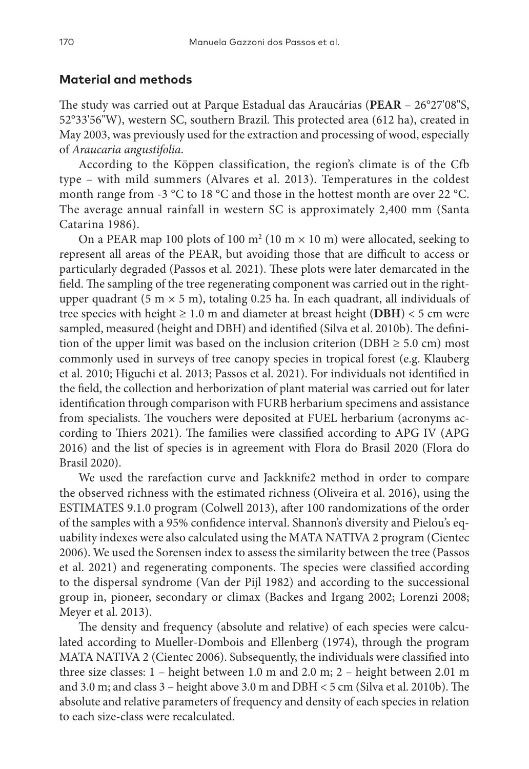## Material and methods

The study was carried out at Parque Estadual das Araucárias (**PEAR** – 26°27'08"S, 52°33'56"W), western SC, southern Brazil. This protected area (612 ha), created in May 2003, was previously used for the extraction and processing of wood, especially of *Araucaria angustifolia*.

According to the Köppen classification, the region's climate is of the Cfb type – with mild summers (Alvares et al. 2013). Temperatures in the coldest month range from -3 °C to 18 °C and those in the hottest month are over 22 °C. The average annual rainfall in western SC is approximately 2,400 mm (Santa Catarina 1986).

On a PEAR map 100 plots of 100 m$^2$ (10 m × 10 m) were allocated, seeking to represent all areas of the PEAR, but avoiding those that are difficult to access or particularly degraded (Passos et al. 2021). These plots were later demarcated in the field. The sampling of the tree regenerating component was carried out in the right-upper quadrant (5 m × 5 m), totaling 0.25 ha. In each quadrant, all individuals of tree species with height ≥ 1.0 m and diameter at breast height (**DBH**) < 5 cm were sampled, measured (height and DBH) and identified (Silva et al. 2010b). The definition of the upper limit was based on the inclusion criterion (DBH ≥ 5.0 cm) most commonly used in surveys of tree canopy species in tropical forest (e.g. Klauberg et al. 2010; Higuchi et al. 2013; Passos et al. 2021). For individuals not identified in the field, the collection and herborization of plant material was carried out for later identification through comparison with FURB herbarium specimens and assistance from specialists. The vouchers were deposited at FUEL herbarium (acronyms according to Thiers 2021). The families were classified according to APG IV (APG 2016) and the list of species is in agreement with Flora do Brasil 2020 (Flora do Brasil 2020).

We used the rarefaction curve and Jackknife2 method in order to compare the observed richness with the estimated richness (Oliveira et al. 2016), using the ESTIMATES 9.1.0 program (Colwell 2013), after 100 randomizations of the order of the samples with a 95% confidence interval. Shannon's diversity and Pielou's equability indexes were also calculated using the MATA NATIVA 2 program (Cientec 2006). We used the Sorensen index to assess the similarity between the tree (Passos et al. 2021) and regenerating components. The species were classified according to the dispersal syndrome (Van der Pijl 1982) and according to the successional group in, pioneer, secondary or climax (Backes and Irgang 2002; Lorenzi 2008; Meyer et al. 2013).

The density and frequency (absolute and relative) of each species were calculated according to Mueller-Dombois and Ellenberg (1974), through the program MATA NATIVA 2 (Cientec 2006). Subsequently, the individuals were classified into three size classes: 1 – height between 1.0 m and 2.0 m; 2 – height between 2.01 m and 3.0 m; and class 3 – height above 3.0 m and DBH < 5 cm (Silva et al. 2010b). The absolute and relative parameters of frequency and density of each species in relation to each size-class were recalculated.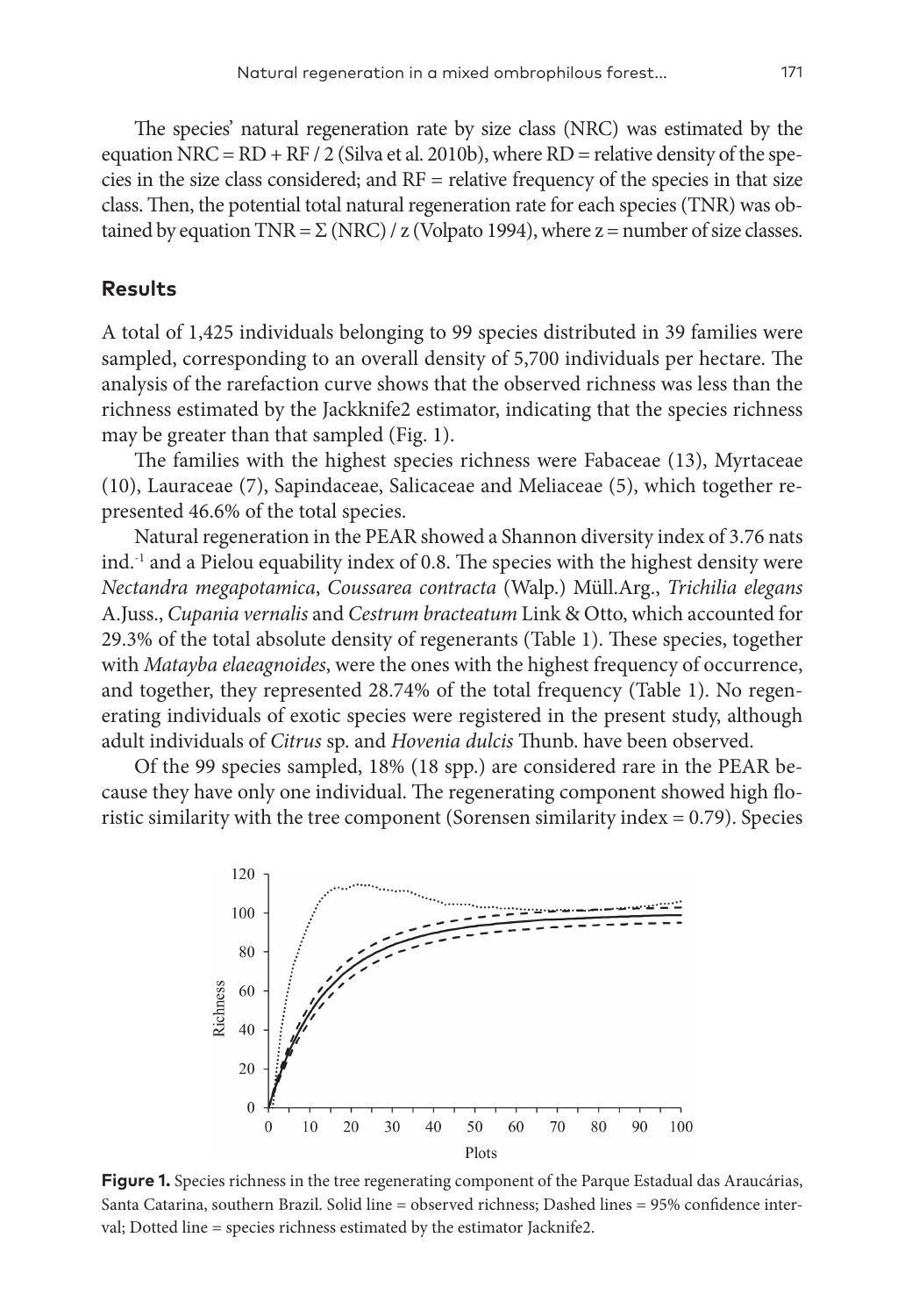The species' natural regeneration rate by size class (NRC) was estimated by the equation NRC = RD + RF / 2 (Silva et al. 2010b), where RD = relative density of the species in the size class considered; and RF = relative frequency of the species in that size class. Then, the potential total natural regeneration rate for each species (TNR) was obtained by equation TNR = Σ (NRC) / z (Volpato 1994), where z = number of size classes.

## Results

A total of 1,425 individuals belonging to 99 species distributed in 39 families were sampled, corresponding to an overall density of 5,700 individuals per hectare. The analysis of the rarefaction curve shows that the observed richness was less than the richness estimated by the Jackknife2 estimator, indicating that the species richness may be greater than that sampled (Fig. 1).

The families with the highest species richness were Fabaceae (13), Myrtaceae (10), Lauraceae (7), Sapindaceae, Salicaceae and Meliaceae (5), which together represented 46.6% of the total species.

Natural regeneration in the PEAR showed a Shannon diversity index of 3.76 nats ind.$^{-1}$ and a Pielou equability index of 0.8. The species with the highest density were *Nectandra megapotamica*, *Coussarea contracta* (Walp.) Müll.Arg., *Trichilia elegans* A.Juss., *Cupania vernalis* and *Cestrum bracteatum* Link & Otto, which accounted for 29.3% of the total absolute density of regenerants (Table 1). These species, together with *Matayba elaeagnoides*, were the ones with the highest frequency of occurrence, and together, they represented 28.74% of the total frequency (Table 1). No regenerating individuals of exotic species were registered in the present study, although adult individuals of *Citrus* sp. and *Hovenia dulcis* Thunb. have been observed.

Of the 99 species sampled, 18% (18 spp.) are considered rare in the PEAR because they have only one individual. The regenerating component showed high floristic similarity with the tree component (Sorensen similarity index = 0.79). Species

**Figure 1.** Species richness in the tree regenerating component of the Parque Estadual das Araucárias, Santa Catarina, southern Brazil. Solid line = observed richness; Dashed lines = 95% confidence interval; Dotted line = species richness estimated by the estimator Jacknife2.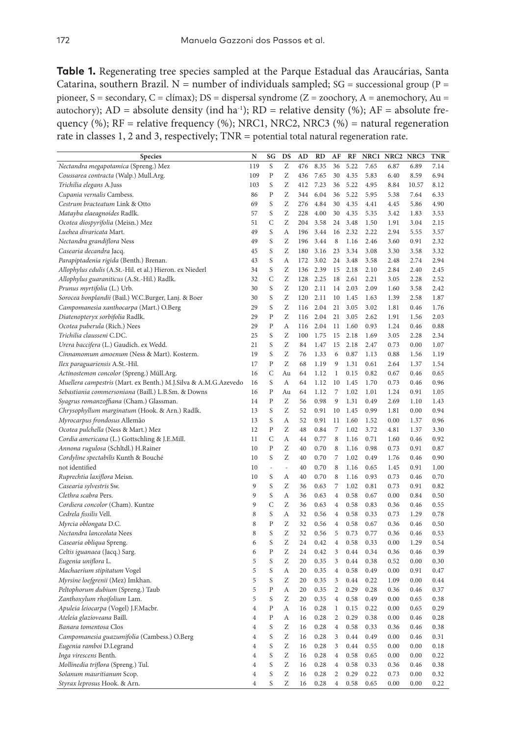**Table 1.** Regenerating tree species sampled at the Parque Estadual das Araucárias, Santa Catarina, southern Brazil. N = number of individuals sampled; SG = successional group (P = pioneer, S = secondary, C = clímax); DS = dispersal syndrome (Z = zoochory, A = anemochory, Au = autochory); AD = absolute density (ind $ha^{-1}$); RD = relative density (%); AF = absolute frequency (%); RF = relative frequency (%); NRC1, NRC2, NRC3 (%) = natural regeneration rate in classes 1, 2 and 3, respectively; TNR = potential total natural regeneration rate.

| Species | N | SG | DS | AD | RD | AF | RF | NRC1 | NRC2 | NRC3 | TNR |
|---|---|---|---|---|---|---|---|---|---|---|---|
| *Nectandra megapotamica* (Spreng.) Mez | 119 | S | Z | 476 | 8.35 | 36 | 5.22 | 7.65 | 6.87 | 6.89 | 7.14 |
| *Coussarea contracta* (Walp.) Mull.Arg. | 109 | P | Z | 436 | 7.65 | 30 | 4.35 | 5.83 | 6.40 | 8.59 | 6.94 |
| *Trichilia elegans* A.Juss | 103 | S | Z | 412 | 7.23 | 36 | 5.22 | 4.95 | 8.84 | 10.57 | 8.12 |
| *Cupania vernalis* Cambess. | 86 | P | Z | 344 | 6.04 | 36 | 5.22 | 5.95 | 5.38 | 7.64 | 6.33 |
| *Cestrum bracteatum* Link & Otto | 69 | S | Z | 276 | 4.84 | 30 | 4.35 | 4.41 | 4.45 | 5.86 | 4.90 |
| *Matayba elaeagnoides* Radlk. | 57 | S | Z | 228 | 4.00 | 30 | 4.35 | 5.35 | 3.42 | 1.83 | 3.53 |
| *Ocotea diospyrifolia* (Meisn.) Mez | 51 | C | Z | 204 | 3.58 | 24 | 3.48 | 1.50 | 1.91 | 3.04 | 2.15 |
| *Luehea divaricata* Mart. | 49 | S | A | 196 | 3.44 | 16 | 2.32 | 2.22 | 2.94 | 5.55 | 3.57 |
| *Nectandra grandiflora* Ness | 49 | S | Z | 196 | 3.44 | 8 | 1.16 | 2.46 | 3.60 | 0.91 | 2.32 |
| *Casearia decandra* Jacq. | 45 | S | Z | 180 | 3.16 | 23 | 3.34 | 3.08 | 3.30 | 3.58 | 3.32 |
| *Parapiptadenia rigida* (Benth.) Brenan. | 43 | S | A | 172 | 3.02 | 24 | 3.48 | 3.58 | 2.48 | 2.74 | 2.94 |
| *Allophylus edulis* (A.St.-Hil. et al.) Hieron. ex Niederl | 34 | S | Z | 136 | 2.39 | 15 | 2.18 | 2.10 | 2.84 | 2.40 | 2.45 |
| *Allophylus guaraniticus* (A.St.-Hil.) Radlk. | 32 | C | Z | 128 | 2.25 | 18 | 2.61 | 2.21 | 3.05 | 2.28 | 2.52 |
| *Prunus myrtifolia* (L.) Urb. | 30 | S | Z | 120 | 2.11 | 14 | 2.03 | 2.09 | 1.60 | 3.58 | 2.42 |
| *Sorocea bonplandii* (Bail.) W.C.Burger, Lanj. & Boer | 30 | S | Z | 120 | 2.11 | 10 | 1.45 | 1.63 | 1.39 | 2.58 | 1.87 |
| *Campomanesia xanthocarpa* (Mart.) O.Berg | 29 | S | Z | 116 | 2.04 | 21 | 3.05 | 3.02 | 1.81 | 0.46 | 1.76 |
| *Diatenopteryx sorbifolia* Radlk. | 29 | P | Z | 116 | 2.04 | 21 | 3.05 | 2.62 | 1.91 | 1.56 | 2.03 |
| *Ocotea puberula* (Rich.) Nees | 29 | P | A | 116 | 2.04 | 11 | 1.60 | 0.93 | 1.24 | 0.46 | 0.88 |
| *Trichilia clausseni* C.DC. | 25 | S | Z | 100 | 1.75 | 15 | 2.18 | 1.69 | 3.05 | 2.28 | 2.34 |
| *Urera baccifera* (L.) Gaudich. ex Wedd. | 21 | S | Z | 84 | 1.47 | 15 | 2.18 | 2.47 | 0.73 | 0.00 | 1.07 |
| *Cinnamomum amoenum* (Ness & Mart). Kosterm. | 19 | S | Z | 76 | 1.33 | 6 | 0.87 | 1.13 | 0.88 | 1.56 | 1.19 |
| *Ilex paraguariensis* A.St.-Hil. | 17 | P | Z | 68 | 1.19 | 9 | 1.31 | 0.61 | 2.64 | 1.37 | 1.54 |
| *Actinostemon concolor* (Spreng.) Müll.Arg. | 16 | C | Au | 64 | 1.12 | 1 | 0.15 | 0.82 | 0.67 | 0.46 | 0.65 |
| *Muellera campestris* (Mart. ex Benth.) M.J.Silva & A.M.G.Azevedo | 16 | S | A | 64 | 1.12 | 10 | 1.45 | 1.70 | 0.73 | 0.46 | 0.96 |
| *Sebastiania commersoniana* (Baill.) L.B.Sm. & Downs | 16 | P | Au | 64 | 1.12 | 7 | 1.02 | 1.01 | 1.24 | 0.91 | 1.05 |
| *Syagrus romanzoffiana* (Cham.) Glassman. | 14 | P | Z | 56 | 0.98 | 9 | 1.31 | 0.49 | 2.69 | 1.10 | 1.43 |
| *Chrysophyllum marginatum* (Hook. & Arn.) Radlk. | 13 | S | Z | 52 | 0.91 | 10 | 1.45 | 0.99 | 1.81 | 0.00 | 0.94 |
| *Myrocarpus frondosus* Allemão | 13 | S | A | 52 | 0.91 | 11 | 1.60 | 1.52 | 0.00 | 1.37 | 0.96 |
| *Ocotea pulchella* (Ness & Mart.) Mez | 12 | P | Z | 48 | 0.84 | 7 | 1.02 | 3.72 | 4.81 | 1.37 | 3.30 |
| *Cordia americana* (L.) Gottschling & J.E.Mill. | 11 | C | A | 44 | 0.77 | 8 | 1.16 | 0.71 | 1.60 | 0.46 | 0.92 |
| *Annona rugulosa* (Schltdl.) H.Rainer | 10 | P | Z | 40 | 0.70 | 8 | 1.16 | 0.98 | 0.73 | 0.91 | 0.87 |
| *Cordyline spectabilis* Kunth & Bouché | 10 | S | Z | 40 | 0.70 | 7 | 1.02 | 0.49 | 1.76 | 0.46 | 0.90 |
| not identified | 10 | - | - | 40 | 0.70 | 8 | 1.16 | 0.65 | 1.45 | 0.91 | 1.00 |
| *Ruprechtia laxiflora* Meisn. | 10 | S | A | 40 | 0.70 | 8 | 1.16 | 0.93 | 0.73 | 0.46 | 0.70 |
| *Casearia sylvestris* Sw. | 9 | S | Z | 36 | 0.63 | 7 | 1.02 | 0.81 | 0.73 | 0.91 | 0.82 |
| *Clethra scabra* Pers. | 9 | S | A | 36 | 0.63 | 4 | 0.58 | 0.67 | 0.00 | 0.84 | 0.50 |
| *Cordiera concolor* (Cham). Kuntze | 9 | C | Z | 36 | 0.63 | 4 | 0.58 | 0.83 | 0.36 | 0.46 | 0.55 |
| *Cedrela fissilis* Vell. | 8 | S | A | 32 | 0.56 | 4 | 0.58 | 0.33 | 0.73 | 1.29 | 0.78 |
| *Myrcia oblongata* D.C. | 8 | P | Z | 32 | 0.56 | 4 | 0.58 | 0.67 | 0.36 | 0.46 | 0.50 |
| *Nectandra lanceolata* Nees | 8 | S | Z | 32 | 0.56 | 5 | 0.73 | 0.77 | 0.36 | 0.46 | 0.53 |
| *Casearia obliqua* Spreng. | 6 | S | Z | 24 | 0.42 | 4 | 0.58 | 0.33 | 0.00 | 1.29 | 0.54 |
| *Celtis iguanaea* (Jacq.) Sarg. | 6 | P | Z | 24 | 0.42 | 3 | 0.44 | 0.34 | 0.36 | 0.46 | 0.39 |
| *Eugenia uniflora* L. | 5 | S | Z | 20 | 0.35 | 3 | 0.44 | 0.38 | 0.52 | 0.00 | 0.30 |
| *Machaerium stipitatum* Vogel | 5 | S | A | 20 | 0.35 | 4 | 0.58 | 0.49 | 0.00 | 0.91 | 0.47 |
| *Myrsine loefgrenii* (Mez) Imkhan. | 5 | S | Z | 20 | 0.35 | 3 | 0.44 | 0.22 | 1.09 | 0.00 | 0.44 |
| *Peltophorum dubium* (Spreng.) Taub | 5 | P | A | 20 | 0.35 | 2 | 0.29 | 0.28 | 0.36 | 0.46 | 0.37 |
| *Zanthoxylum rhoifolium* Lam. | 5 | S | Z | 20 | 0.35 | 4 | 0.58 | 0.49 | 0.00 | 0.65 | 0.38 |
| *Apuleia leiocarpa* (Vogel) J.F.Macbr. | 4 | P | A | 16 | 0.28 | 1 | 0.15 | 0.22 | 0.00 | 0.65 | 0.29 |
| *Ateleia glazioveana* Baill. | 4 | P | A | 16 | 0.28 | 2 | 0.29 | 0.38 | 0.00 | 0.46 | 0.28 |
| *Banara tomentosa* Clos | 4 | S | Z | 16 | 0.28 | 4 | 0.58 | 0.33 | 0.36 | 0.46 | 0.38 |
| *Campomanesia guazumifolia* (Cambess.) O.Berg | 4 | S | Z | 16 | 0.28 | 3 | 0.44 | 0.49 | 0.00 | 0.46 | 0.31 |
| *Eugenia ramboi* D.Legrand | 4 | S | Z | 16 | 0.28 | 3 | 0.44 | 0.55 | 0.00 | 0.00 | 0.18 |
| *Inga virescens* Benth. | 4 | S | Z | 16 | 0.28 | 4 | 0.58 | 0.65 | 0.00 | 0.00 | 0.22 |
| *Mollinedia triflora* (Spreng.) Tul. | 4 | S | Z | 16 | 0.28 | 4 | 0.58 | 0.33 | 0.36 | 0.46 | 0.38 |
| *Solanum mauritianum* Scop. | 4 | S | Z | 16 | 0.28 | 2 | 0.29 | 0.22 | 0.73 | 0.00 | 0.32 |
| *Styrax leprosus* Hook. & Arn. | 4 | S | Z | 16 | 0.28 | 4 | 0.58 | 0.65 | 0.00 | 0.00 | 0.22 |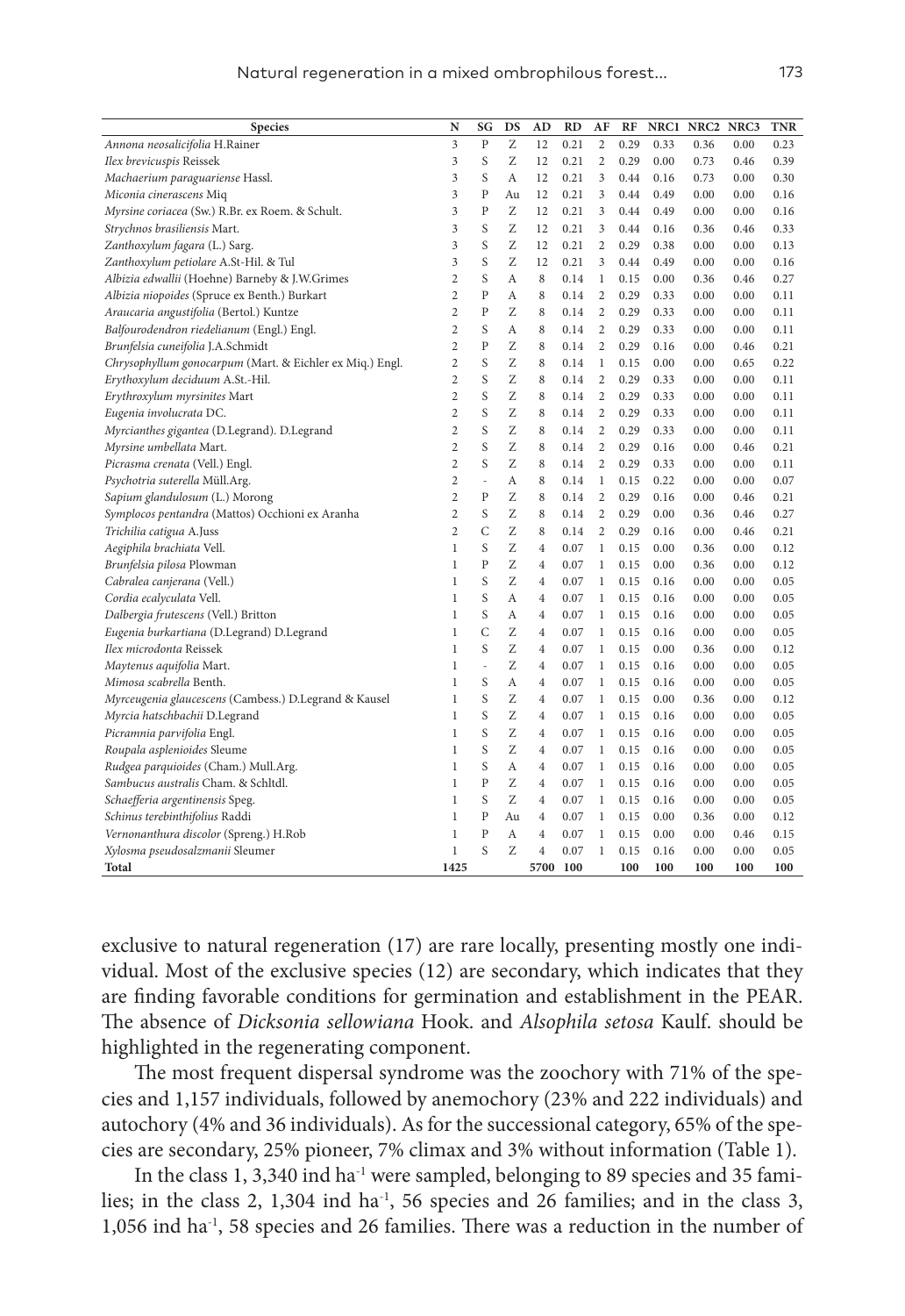| Species | N | SG | DS | AD | RD | AF | RF | NRC1 | NRC2 | NRC3 | TNR |
|---|---|---|---|---|---|---|---|---|---|---|---|
| *Annona neosalicifolia* H.Rainer | 3 | P | Z | 12 | 0.21 | 2 | 0.29 | 0.33 | 0.36 | 0.00 | 0.23 |
| *Ilex brevicuspis* Reissek | 3 | S | Z | 12 | 0.21 | 2 | 0.29 | 0.00 | 0.73 | 0.46 | 0.39 |
| *Machaerium paraguariense* Hassl. | 3 | S | A | 12 | 0.21 | 3 | 0.44 | 0.16 | 0.73 | 0.00 | 0.30 |
| *Miconia cinerascens* Miq | 3 | P | Au | 12 | 0.21 | 3 | 0.44 | 0.49 | 0.00 | 0.00 | 0.16 |
| *Myrsine coriacea* (Sw.) R.Br. ex Roem. & Schult. | 3 | P | Z | 12 | 0.21 | 3 | 0.44 | 0.49 | 0.00 | 0.00 | 0.16 |
| *Strychnos brasiliensis* Mart. | 3 | S | Z | 12 | 0.21 | 3 | 0.44 | 0.16 | 0.36 | 0.46 | 0.33 |
| *Zanthoxylum fagara* (L.) Sarg. | 3 | S | Z | 12 | 0.21 | 2 | 0.29 | 0.38 | 0.00 | 0.00 | 0.13 |
| *Zanthoxylum petiolare* A.St-Hil. & Tul | 3 | S | Z | 12 | 0.21 | 3 | 0.44 | 0.49 | 0.00 | 0.00 | 0.16 |
| *Albizia edwallii* (Hoehne) Barneby & J.W.Grimes | 2 | S | A | 8 | 0.14 | 1 | 0.15 | 0.00 | 0.36 | 0.46 | 0.27 |
| *Albizia niopoides* (Spruce ex Benth.) Burkart | 2 | P | A | 8 | 0.14 | 2 | 0.29 | 0.33 | 0.00 | 0.00 | 0.11 |
| *Araucaria angustifolia* (Bertol.) Kuntze | 2 | P | Z | 8 | 0.14 | 2 | 0.29 | 0.33 | 0.00 | 0.00 | 0.11 |
| *Balfourodendron riedelianum* (Engl.) Engl. | 2 | S | A | 8 | 0.14 | 2 | 0.29 | 0.33 | 0.00 | 0.00 | 0.11 |
| *Brunfelsia cuneifolia* J.A.Schmidt | 2 | P | Z | 8 | 0.14 | 2 | 0.29 | 0.16 | 0.00 | 0.46 | 0.21 |
| *Chrysophyllum gonocarpum* (Mart. & Eichler ex Miq.) Engl. | 2 | S | Z | 8 | 0.14 | 1 | 0.15 | 0.00 | 0.00 | 0.65 | 0.22 |
| *Erythoxylum deciduum* A.St.-Hil. | 2 | S | Z | 8 | 0.14 | 2 | 0.29 | 0.33 | 0.00 | 0.00 | 0.11 |
| *Erythroxylum myrsinites* Mart | 2 | S | Z | 8 | 0.14 | 2 | 0.29 | 0.33 | 0.00 | 0.00 | 0.11 |
| *Eugenia involucrata* DC. | 2 | S | Z | 8 | 0.14 | 2 | 0.29 | 0.33 | 0.00 | 0.00 | 0.11 |
| *Myrcianthes gigantea* (D.Legrand). D.Legrand | 2 | S | Z | 8 | 0.14 | 2 | 0.29 | 0.33 | 0.00 | 0.00 | 0.11 |
| *Myrsine umbellata* Mart. | 2 | S | Z | 8 | 0.14 | 2 | 0.29 | 0.16 | 0.00 | 0.46 | 0.21 |
| *Picrasma crenata* (Vell.) Engl. | 2 | S | Z | 8 | 0.14 | 2 | 0.29 | 0.33 | 0.00 | 0.00 | 0.11 |
| *Psychotria suterella* Müll.Arg. | 2 | - | A | 8 | 0.14 | 1 | 0.15 | 0.22 | 0.00 | 0.00 | 0.07 |
| *Sapium glandulosum* (L.) Morong | 2 | P | Z | 8 | 0.14 | 2 | 0.29 | 0.16 | 0.00 | 0.46 | 0.21 |
| *Symplocos pentandra* (Mattos) Occhioni ex Aranha | 2 | S | Z | 8 | 0.14 | 2 | 0.29 | 0.00 | 0.36 | 0.46 | 0.27 |
| *Trichilia catigua* A.Juss | 2 | C | Z | 8 | 0.14 | 2 | 0.29 | 0.16 | 0.00 | 0.46 | 0.21 |
| *Aegiphila brachiata* Vell. | 1 | S | Z | 4 | 0.07 | 1 | 0.15 | 0.00 | 0.36 | 0.00 | 0.12 |
| *Brunfelsia pilosa* Plowman | 1 | P | Z | 4 | 0.07 | 1 | 0.15 | 0.00 | 0.36 | 0.00 | 0.12 |
| *Cabralea canjerana* (Vell.) | 1 | S | Z | 4 | 0.07 | 1 | 0.15 | 0.16 | 0.00 | 0.00 | 0.05 |
| *Cordia ecalyculata* Vell. | 1 | S | A | 4 | 0.07 | 1 | 0.15 | 0.16 | 0.00 | 0.00 | 0.05 |
| *Dalbergia frutescens* (Vell.) Britton | 1 | S | A | 4 | 0.07 | 1 | 0.15 | 0.16 | 0.00 | 0.00 | 0.05 |
| *Eugenia burkartiana* (D.Legrand) D.Legrand | 1 | C | Z | 4 | 0.07 | 1 | 0.15 | 0.16 | 0.00 | 0.00 | 0.05 |
| *Ilex microdonta* Reissek | 1 | S | Z | 4 | 0.07 | 1 | 0.15 | 0.00 | 0.36 | 0.00 | 0.12 |
| *Maytenus aquifolia* Mart. | 1 | - | Z | 4 | 0.07 | 1 | 0.15 | 0.16 | 0.00 | 0.00 | 0.05 |
| *Mimosa scabrella* Benth. | 1 | S | A | 4 | 0.07 | 1 | 0.15 | 0.16 | 0.00 | 0.00 | 0.05 |
| *Myrceugenia glaucescens* (Cambess.) D.Legrand & Kausel | 1 | S | Z | 4 | 0.07 | 1 | 0.15 | 0.00 | 0.36 | 0.00 | 0.12 |
| *Myrcia hatschbachii* D.Legrand | 1 | S | Z | 4 | 0.07 | 1 | 0.15 | 0.16 | 0.00 | 0.00 | 0.05 |
| *Picramnia parvifolia* Engl. | 1 | S | Z | 4 | 0.07 | 1 | 0.15 | 0.16 | 0.00 | 0.00 | 0.05 |
| *Roupala asplenioides* Sleume | 1 | S | Z | 4 | 0.07 | 1 | 0.15 | 0.16 | 0.00 | 0.00 | 0.05 |
| *Rudgea parquioides* (Cham.) Mull.Arg. | 1 | S | A | 4 | 0.07 | 1 | 0.15 | 0.16 | 0.00 | 0.00 | 0.05 |
| *Sambucus australis* Cham. & Schltdl. | 1 | P | Z | 4 | 0.07 | 1 | 0.15 | 0.16 | 0.00 | 0.00 | 0.05 |
| *Schaefferia argentinensis* Speg. | 1 | S | Z | 4 | 0.07 | 1 | 0.15 | 0.16 | 0.00 | 0.00 | 0.05 |
| *Schinus terebinthifolius* Raddi | 1 | P | Au | 4 | 0.07 | 1 | 0.15 | 0.00 | 0.36 | 0.00 | 0.12 |
| *Vernonanthura discolor* (Spreng.) H.Rob | 1 | P | A | 4 | 0.07 | 1 | 0.15 | 0.00 | 0.00 | 0.46 | 0.15 |
| *Xylosma pseudosalzmanii* Sleumer | 1 | S | Z | 4 | 0.07 | 1 | 0.15 | 0.16 | 0.00 | 0.00 | 0.05 |
| **Total** | **1425** | | | **5700** | **100** | | **100** | **100** | **100** | **100** | **100** |

exclusive to natural regeneration (17) are rare locally, presenting mostly one individual. Most of the exclusive species (12) are secondary, which indicates that they are finding favorable conditions for germination and establishment in the PEAR. The absence of *Dicksonia sellowiana* Hook. and *Alsophila setosa* Kaulf. should be highlighted in the regenerating component.

The most frequent dispersal syndrome was the zoochory with 71% of the species and 1,157 individuals, followed by anemochory (23% and 222 individuals) and autochory (4% and 36 individuals). As for the successional category, 65% of the species are secondary, 25% pioneer, 7% climax and 3% without information (Table 1).

In the class 1, 3,340 ind ha$^{-1}$ were sampled, belonging to 89 species and 35 families; in the class 2, 1,304 ind ha$^{-1}$, 56 species and 26 families; and in the class 3, 1,056 ind ha$^{-1}$, 58 species and 26 families. There was a reduction in the number of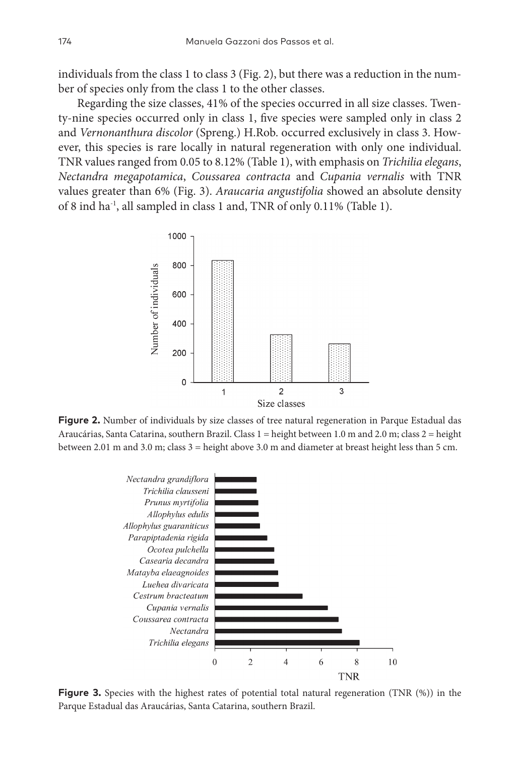individuals from the class 1 to class 3 (Fig. 2), but there was a reduction in the number of species only from the class 1 to the other classes.

Regarding the size classes, 41% of the species occurred in all size classes. Twenty-nine species occurred only in class 1, five species were sampled only in class 2 and *Vernonanthura discolor* (Spreng.) H.Rob. occurred exclusively in class 3. However, this species is rare locally in natural regeneration with only one individual. TNR values ranged from 0.05 to 8.12% (Table 1), with emphasis on *Trichilia elegans*, *Nectandra megapotamica*, *Coussarea contracta* and *Cupania vernalis* with TNR values greater than 6% (Fig. 3). *Araucaria angustifolia* showed an absolute density of 8 ind ha$^{-1}$, all sampled in class 1 and, TNR of only 0.11% (Table 1).

**Figure 2.** Number of individuals by size classes of tree natural regeneration in Parque Estadual das Araucárias, Santa Catarina, southern Brazil. Class 1 = height between 1.0 m and 2.0 m; class 2 = height between 2.01 m and 3.0 m; class 3 = height above 3.0 m and diameter at breast height less than 5 cm.

**Figure 3.** Species with the highest rates of potential total natural regeneration (TNR (%)) in the Parque Estadual das Araucárias, Santa Catarina, southern Brazil.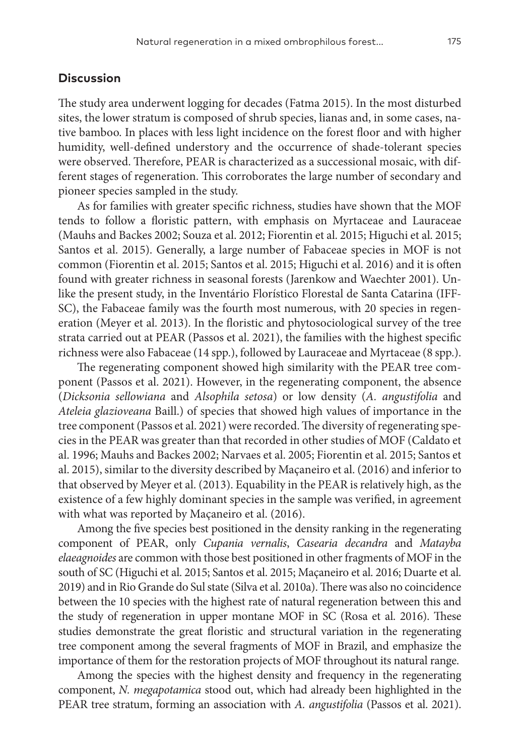## Discussion

The study area underwent logging for decades (Fatma 2015). In the most disturbed sites, the lower stratum is composed of shrub species, lianas and, in some cases, native bamboo. In places with less light incidence on the forest floor and with higher humidity, well-defined understory and the occurrence of shade-tolerant species were observed. Therefore, PEAR is characterized as a successional mosaic, with different stages of regeneration. This corroborates the large number of secondary and pioneer species sampled in the study.

As for families with greater specific richness, studies have shown that the MOF tends to follow a floristic pattern, with emphasis on Myrtaceae and Lauraceae (Mauhs and Backes 2002; Souza et al. 2012; Fiorentin et al. 2015; Higuchi et al. 2015; Santos et al. 2015). Generally, a large number of Fabaceae species in MOF is not common (Fiorentin et al. 2015; Santos et al. 2015; Higuchi et al. 2016) and it is often found with greater richness in seasonal forests (Jarenkow and Waechter 2001). Unlike the present study, in the Inventário Florístico Florestal de Santa Catarina (IFF-SC), the Fabaceae family was the fourth most numerous, with 20 species in regeneration (Meyer et al. 2013). In the floristic and phytosociological survey of the tree strata carried out at PEAR (Passos et al. 2021), the families with the highest specific richness were also Fabaceae (14 spp.), followed by Lauraceae and Myrtaceae (8 spp.).

The regenerating component showed high similarity with the PEAR tree component (Passos et al. 2021). However, in the regenerating component, the absence (*Dicksonia sellowiana* and *Alsophila setosa*) or low density (*A. angustifolia* and *Ateleia glazioveana* Baill.) of species that showed high values of importance in the tree component (Passos et al. 2021) were recorded. The diversity of regenerating species in the PEAR was greater than that recorded in other studies of MOF (Caldato et al. 1996; Mauhs and Backes 2002; Narvaes et al. 2005; Fiorentin et al. 2015; Santos et al. 2015), similar to the diversity described by Maçaneiro et al. (2016) and inferior to that observed by Meyer et al. (2013). Equability in the PEAR is relatively high, as the existence of a few highly dominant species in the sample was verified, in agreement with what was reported by Maçaneiro et al. (2016).

Among the five species best positioned in the density ranking in the regenerating component of PEAR, only *Cupania vernalis*, *Casearia decandra* and *Matayba elaeagnoides* are common with those best positioned in other fragments of MOF in the south of SC (Higuchi et al. 2015; Santos et al. 2015; Maçaneiro et al. 2016; Duarte et al. 2019) and in Rio Grande do Sul state (Silva et al. 2010a). There was also no coincidence between the 10 species with the highest rate of natural regeneration between this and the study of regeneration in upper montane MOF in SC (Rosa et al. 2016). These studies demonstrate the great floristic and structural variation in the regenerating tree component among the several fragments of MOF in Brazil, and emphasize the importance of them for the restoration projects of MOF throughout its natural range.

Among the species with the highest density and frequency in the regenerating component, *N. megapotamica* stood out, which had already been highlighted in the PEAR tree stratum, forming an association with *A. angustifolia* (Passos et al. 2021).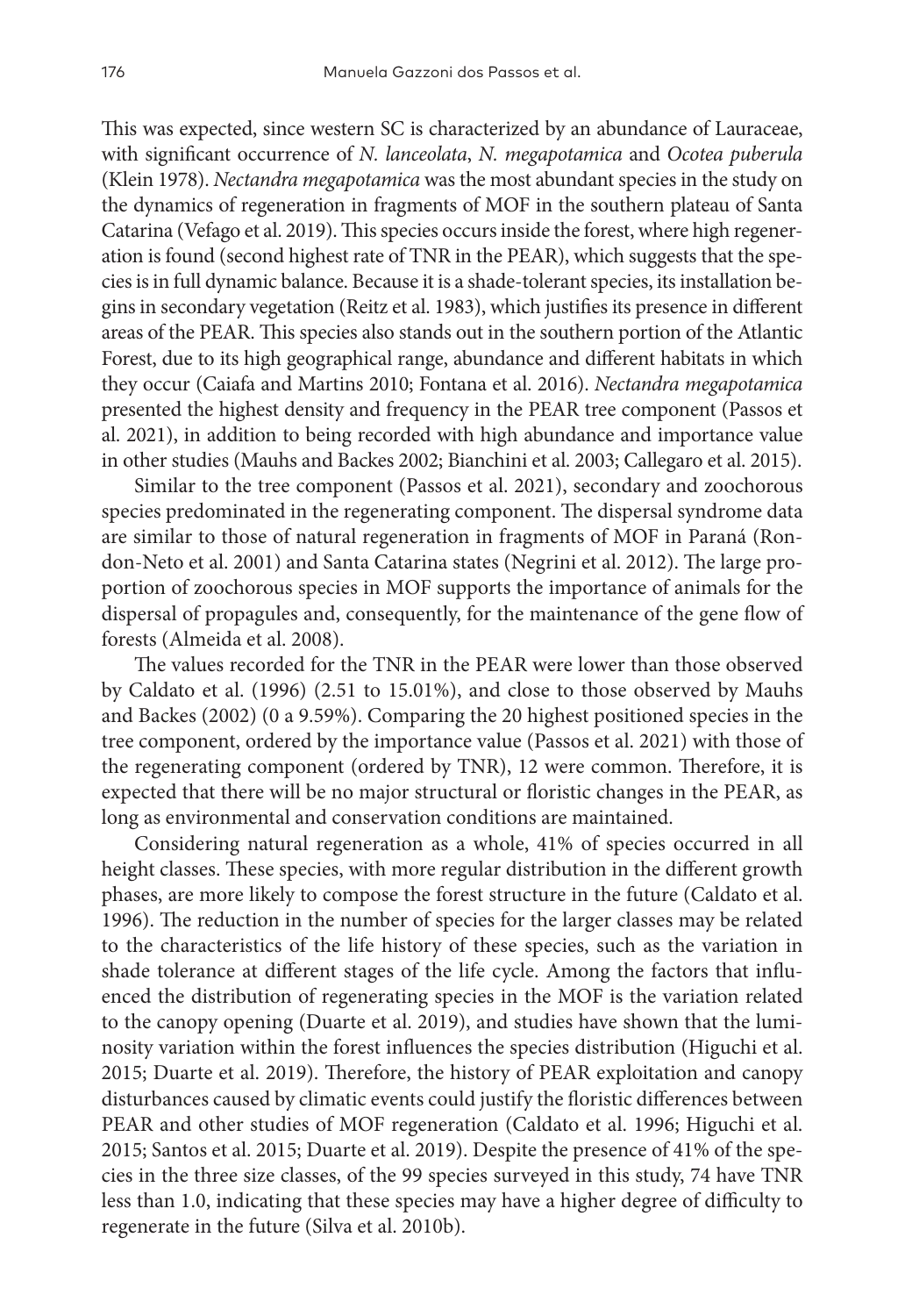This was expected, since western SC is characterized by an abundance of Lauraceae, with significant occurrence of *N. lanceolata*, *N. megapotamica* and *Ocotea puberula* (Klein 1978). *Nectandra megapotamica* was the most abundant species in the study on the dynamics of regeneration in fragments of MOF in the southern plateau of Santa Catarina (Vefago et al. 2019). This species occurs inside the forest, where high regeneration is found (second highest rate of TNR in the PEAR), which suggests that the species is in full dynamic balance. Because it is a shade-tolerant species, its installation begins in secondary vegetation (Reitz et al. 1983), which justifies its presence in different areas of the PEAR. This species also stands out in the southern portion of the Atlantic Forest, due to its high geographical range, abundance and different habitats in which they occur (Caiafa and Martins 2010; Fontana et al. 2016). *Nectandra megapotamica* presented the highest density and frequency in the PEAR tree component (Passos et al. 2021), in addition to being recorded with high abundance and importance value in other studies (Mauhs and Backes 2002; Bianchini et al. 2003; Callegaro et al. 2015).

Similar to the tree component (Passos et al. 2021), secondary and zoochorous species predominated in the regenerating component. The dispersal syndrome data are similar to those of natural regeneration in fragments of MOF in Paraná (Rondon-Neto et al. 2001) and Santa Catarina states (Negrini et al. 2012). The large proportion of zoochorous species in MOF supports the importance of animals for the dispersal of propagules and, consequently, for the maintenance of the gene flow of forests (Almeida et al. 2008).

The values recorded for the TNR in the PEAR were lower than those observed by Caldato et al. (1996) (2.51 to 15.01%), and close to those observed by Mauhs and Backes (2002) (0 a 9.59%). Comparing the 20 highest positioned species in the tree component, ordered by the importance value (Passos et al. 2021) with those of the regenerating component (ordered by TNR), 12 were common. Therefore, it is expected that there will be no major structural or floristic changes in the PEAR, as long as environmental and conservation conditions are maintained.

Considering natural regeneration as a whole, 41% of species occurred in all height classes. These species, with more regular distribution in the different growth phases, are more likely to compose the forest structure in the future (Caldato et al. 1996). The reduction in the number of species for the larger classes may be related to the characteristics of the life history of these species, such as the variation in shade tolerance at different stages of the life cycle. Among the factors that influenced the distribution of regenerating species in the MOF is the variation related to the canopy opening (Duarte et al. 2019), and studies have shown that the luminosity variation within the forest influences the species distribution (Higuchi et al. 2015; Duarte et al. 2019). Therefore, the history of PEAR exploitation and canopy disturbances caused by climatic events could justify the floristic differences between PEAR and other studies of MOF regeneration (Caldato et al. 1996; Higuchi et al. 2015; Santos et al. 2015; Duarte et al. 2019). Despite the presence of 41% of the species in the three size classes, of the 99 species surveyed in this study, 74 have TNR less than 1.0, indicating that these species may have a higher degree of difficulty to regenerate in the future (Silva et al. 2010b).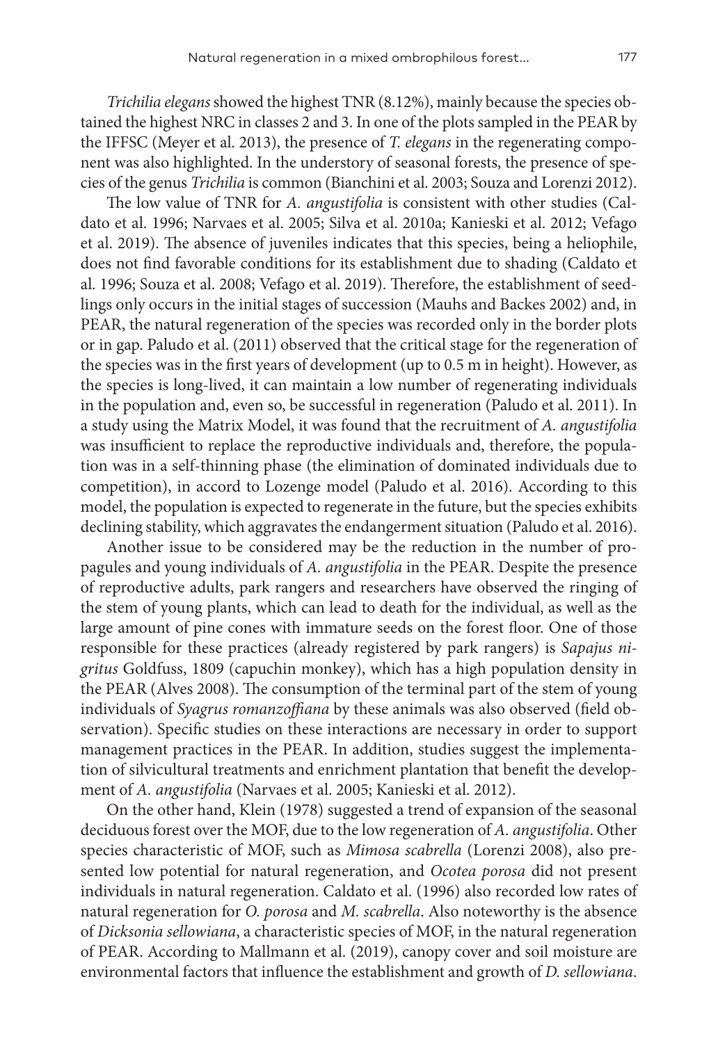*Trichilia elegans* showed the highest TNR (8.12%), mainly because the species obtained the highest NRC in classes 2 and 3. In one of the plots sampled in the PEAR by the IFFSC (Meyer et al. 2013), the presence of *T. elegans* in the regenerating component was also highlighted. In the understory of seasonal forests, the presence of species of the genus *Trichilia* is common (Bianchini et al. 2003; Souza and Lorenzi 2012).

The low value of TNR for *A. angustifolia* is consistent with other studies (Caldato et al. 1996; Narvaes et al. 2005; Silva et al. 2010a; Kanieski et al. 2012; Vefago et al. 2019). The absence of juveniles indicates that this species, being a heliophile, does not find favorable conditions for its establishment due to shading (Caldato et al. 1996; Souza et al. 2008; Vefago et al. 2019). Therefore, the establishment of seedlings only occurs in the initial stages of succession (Mauhs and Backes 2002) and, in PEAR, the natural regeneration of the species was recorded only in the border plots or in gap. Paludo et al. (2011) observed that the critical stage for the regeneration of the species was in the first years of development (up to 0.5 m in height). However, as the species is long-lived, it can maintain a low number of regenerating individuals in the population and, even so, be successful in regeneration (Paludo et al. 2011). In a study using the Matrix Model, it was found that the recruitment of *A. angustifolia* was insufficient to replace the reproductive individuals and, therefore, the population was in a self-thinning phase (the elimination of dominated individuals due to competition), in accord to Lozenge model (Paludo et al. 2016). According to this model, the population is expected to regenerate in the future, but the species exhibits declining stability, which aggravates the endangerment situation (Paludo et al. 2016).

Another issue to be considered may be the reduction in the number of propagules and young individuals of *A. angustifolia* in the PEAR. Despite the presence of reproductive adults, park rangers and researchers have observed the ringing of the stem of young plants, which can lead to death for the individual, as well as the large amount of pine cones with immature seeds on the forest floor. One of those responsible for these practices (already registered by park rangers) is *Sapajus nigritus* Goldfuss, 1809 (capuchin monkey), which has a high population density in the PEAR (Alves 2008). The consumption of the terminal part of the stem of young individuals of *Syagrus romanzoffiana* by these animals was also observed (field observation). Specific studies on these interactions are necessary in order to support management practices in the PEAR. In addition, studies suggest the implementation of silvicultural treatments and enrichment plantation that benefit the development of *A. angustifolia* (Narvaes et al. 2005; Kanieski et al. 2012).

On the other hand, Klein (1978) suggested a trend of expansion of the seasonal deciduous forest over the MOF, due to the low regeneration of *A. angustifolia*. Other species characteristic of MOF, such as *Mimosa scabrella* (Lorenzi 2008), also presented low potential for natural regeneration, and *Ocotea porosa* did not present individuals in natural regeneration. Caldato et al. (1996) also recorded low rates of natural regeneration for *O. porosa* and *M. scabrella*. Also noteworthy is the absence of *Dicksonia sellowiana*, a characteristic species of MOF, in the natural regeneration of PEAR. According to Mallmann et al. (2019), canopy cover and soil moisture are environmental factors that influence the establishment and growth of *D. sellowiana*.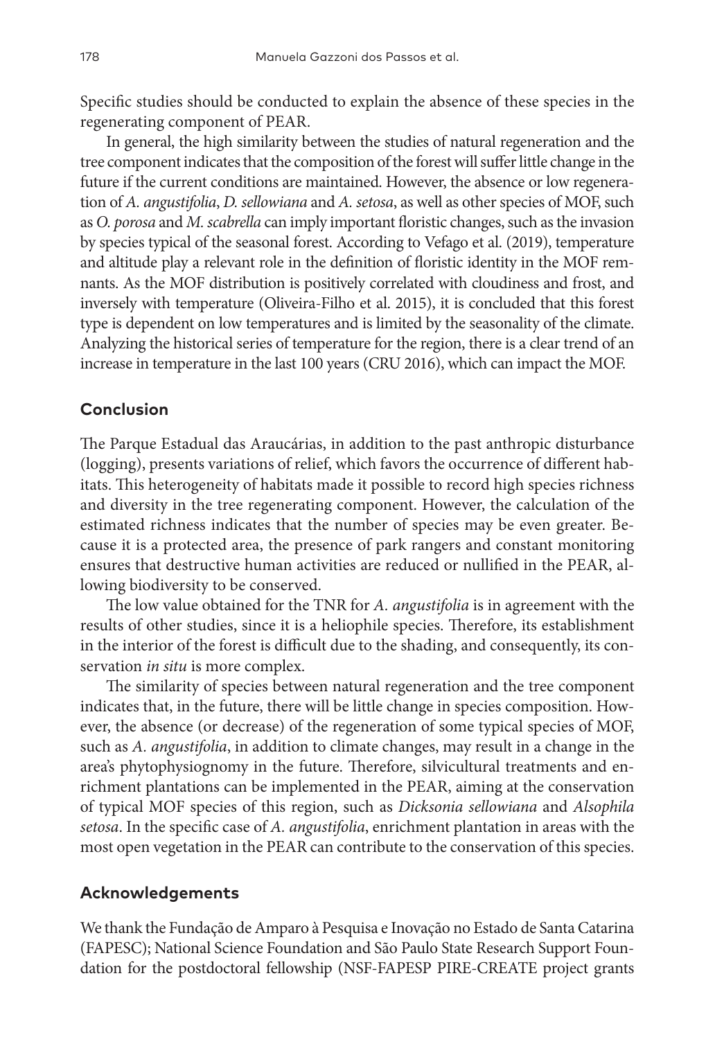Specific studies should be conducted to explain the absence of these species in the regenerating component of PEAR.

In general, the high similarity between the studies of natural regeneration and the tree component indicates that the composition of the forest will suffer little change in the future if the current conditions are maintained. However, the absence or low regeneration of *A. angustifolia*, *D. sellowiana* and *A. setosa*, as well as other species of MOF, such as *O. porosa* and *M. scabrella* can imply important floristic changes, such as the invasion by species typical of the seasonal forest. According to Vefago et al. (2019), temperature and altitude play a relevant role in the definition of floristic identity in the MOF remnants. As the MOF distribution is positively correlated with cloudiness and frost, and inversely with temperature (Oliveira-Filho et al. 2015), it is concluded that this forest type is dependent on low temperatures and is limited by the seasonality of the climate. Analyzing the historical series of temperature for the region, there is a clear trend of an increase in temperature in the last 100 years (CRU 2016), which can impact the MOF.

## Conclusion

The Parque Estadual das Araucárias, in addition to the past anthropic disturbance (logging), presents variations of relief, which favors the occurrence of different habitats. This heterogeneity of habitats made it possible to record high species richness and diversity in the tree regenerating component. However, the calculation of the estimated richness indicates that the number of species may be even greater. Because it is a protected area, the presence of park rangers and constant monitoring ensures that destructive human activities are reduced or nullified in the PEAR, allowing biodiversity to be conserved.

The low value obtained for the TNR for *A. angustifolia* is in agreement with the results of other studies, since it is a heliophile species. Therefore, its establishment in the interior of the forest is difficult due to the shading, and consequently, its conservation *in situ* is more complex.

The similarity of species between natural regeneration and the tree component indicates that, in the future, there will be little change in species composition. However, the absence (or decrease) of the regeneration of some typical species of MOF, such as *A. angustifolia*, in addition to climate changes, may result in a change in the area's phytophysiognomy in the future. Therefore, silvicultural treatments and enrichment plantations can be implemented in the PEAR, aiming at the conservation of typical MOF species of this region, such as *Dicksonia sellowiana* and *Alsophila setosa*. In the specific case of *A. angustifolia*, enrichment plantation in areas with the most open vegetation in the PEAR can contribute to the conservation of this species.

## Acknowledgements

We thank the Fundação de Amparo à Pesquisa e Inovação no Estado de Santa Catarina (FAPESC); National Science Foundation and São Paulo State Research Support Foundation for the postdoctoral fellowship (NSF-FAPESP PIRE-CREATE project grants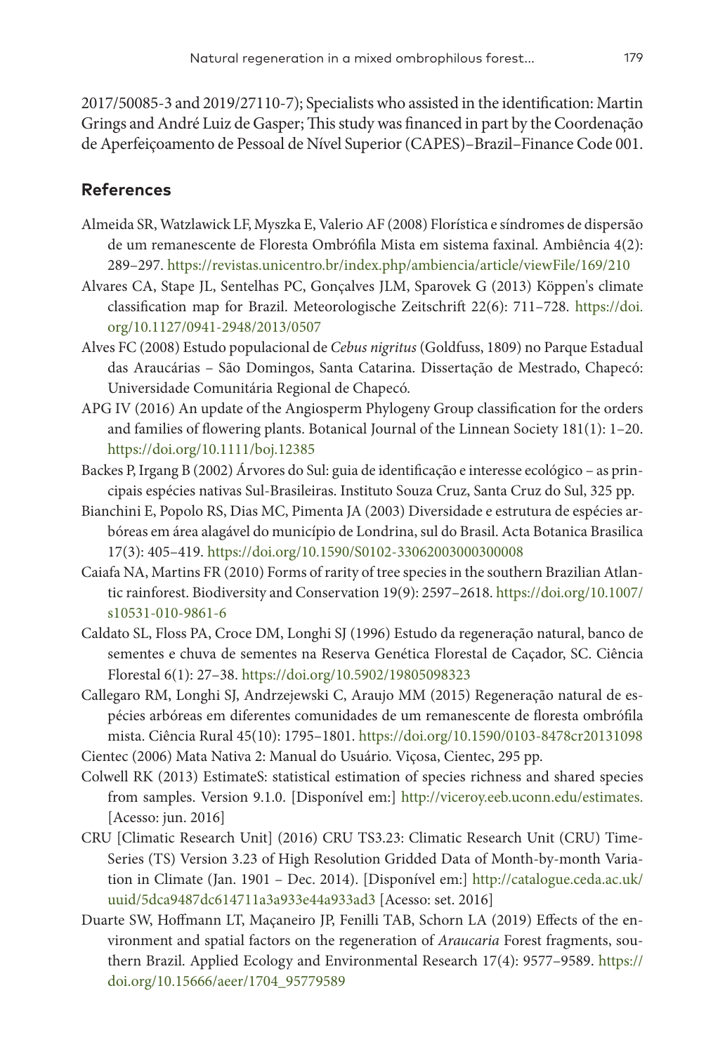2017/50085-3 and 2019/27110-7); Specialists who assisted in the identification: Martin Grings and André Luiz de Gasper; This study was financed in part by the Coordenação de Aperfeiçoamento de Pessoal de Nível Superior (CAPES)–Brazil–Finance Code 001.

## References

Almeida SR, Watzlawick LF, Myszka E, Valerio AF (2008) Florística e síndromes de dispersão de um remanescente de Floresta Ombrófila Mista em sistema faxinal. Ambiência 4(2): 289–297. https://revistas.unicentro.br/index.php/ambiencia/article/viewFile/169/210

Alvares CA, Stape JL, Sentelhas PC, Gonçalves JLM, Sparovek G (2013) Köppen's climate classification map for Brazil. Meteorologische Zeitschrift 22(6): 711–728. https://doi.org/10.1127/0941-2948/2013/0507

Alves FC (2008) Estudo populacional de *Cebus nigritus* (Goldfuss, 1809) no Parque Estadual das Araucárias – São Domingos, Santa Catarina. Dissertação de Mestrado, Chapecó: Universidade Comunitária Regional de Chapecó.

APG IV (2016) An update of the Angiosperm Phylogeny Group classification for the orders and families of flowering plants. Botanical Journal of the Linnean Society 181(1): 1–20. https://doi.org/10.1111/boj.12385

Backes P, Irgang B (2002) Árvores do Sul: guia de identificação e interesse ecológico – as principais espécies nativas Sul-Brasileiras. Instituto Souza Cruz, Santa Cruz do Sul, 325 pp.

Bianchini E, Popolo RS, Dias MC, Pimenta JA (2003) Diversidade e estrutura de espécies arbóreas em área alagável do município de Londrina, sul do Brasil. Acta Botanica Brasilica 17(3): 405–419. https://doi.org/10.1590/S0102-33062003000300008

Caiafa NA, Martins FR (2010) Forms of rarity of tree species in the southern Brazilian Atlantic rainforest. Biodiversity and Conservation 19(9): 2597–2618. https://doi.org/10.1007/s10531-010-9861-6

Caldato SL, Floss PA, Croce DM, Longhi SJ (1996) Estudo da regeneração natural, banco de sementes e chuva de sementes na Reserva Genética Florestal de Caçador, SC. Ciência Florestal 6(1): 27–38. https://doi.org/10.5902/19805098323

Callegaro RM, Longhi SJ, Andrzejewski C, Araujo MM (2015) Regeneração natural de espécies arbóreas em diferentes comunidades de um remanescente de floresta ombrófila mista. Ciência Rural 45(10): 1795–1801. https://doi.org/10.1590/0103-8478cr20131098

Cientec (2006) Mata Nativa 2: Manual do Usuário. Viçosa, Cientec, 295 pp.

Colwell RK (2013) EstimateS: statistical estimation of species richness and shared species from samples. Version 9.1.0. [Disponível em:] http://viceroy.eeb.uconn.edu/estimates. [Acesso: jun. 2016]

CRU [Climatic Research Unit] (2016) CRU TS3.23: Climatic Research Unit (CRU) Time-Series (TS) Version 3.23 of High Resolution Gridded Data of Month-by-month Variation in Climate (Jan. 1901 – Dec. 2014). [Disponível em:] http://catalogue.ceda.ac.uk/uuid/5dca9487dc614711a3a933e44a933ad3 [Acesso: set. 2016]

Duarte SW, Hoffmann LT, Maçaneiro JP, Fenilli TAB, Schorn LA (2019) Effects of the environment and spatial factors on the regeneration of *Araucaria* Forest fragments, southern Brazil. Applied Ecology and Environmental Research 17(4): 9577–9589. https://doi.org/10.15666/aeer/1704_95779589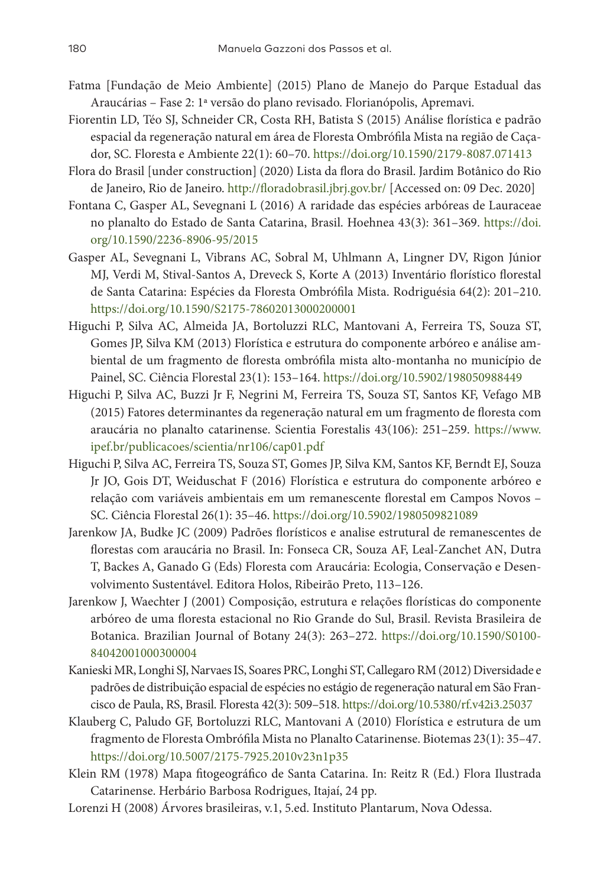Fatma [Fundação de Meio Ambiente] (2015) Plano de Manejo do Parque Estadual das Araucárias – Fase 2: 1ª versão do plano revisado. Florianópolis, Apremavi.

Fiorentin LD, Téo SJ, Schneider CR, Costa RH, Batista S (2015) Análise florística e padrão espacial da regeneração natural em área de Floresta Ombrófila Mista na região de Caçador, SC. Floresta e Ambiente 22(1): 60–70. https://doi.org/10.1590/2179-8087.071413

Flora do Brasil [under construction] (2020) Lista da flora do Brasil. Jardim Botânico do Rio de Janeiro, Rio de Janeiro. http://floradobrasil.jbrj.gov.br/ [Accessed on: 09 Dec. 2020]

Fontana C, Gasper AL, Sevegnani L (2016) A raridade das espécies arbóreas de Lauraceae no planalto do Estado de Santa Catarina, Brasil. Hoehnea 43(3): 361–369. https://doi.org/10.1590/2236-8906-95/2015

Gasper AL, Sevegnani L, Vibrans AC, Sobral M, Uhlmann A, Lingner DV, Rigon Júnior MJ, Verdi M, Stival-Santos A, Dreveck S, Korte A (2013) Inventário florístico florestal de Santa Catarina: Espécies da Floresta Ombrófila Mista. Rodriguésia 64(2): 201–210. https://doi.org/10.1590/S2175-78602013000200001

Higuchi P, Silva AC, Almeida JA, Bortoluzzi RLC, Mantovani A, Ferreira TS, Souza ST, Gomes JP, Silva KM (2013) Florística e estrutura do componente arbóreo e análise ambiental de um fragmento de floresta ombrófila mista alto-montanha no município de Painel, SC. Ciência Florestal 23(1): 153–164. https://doi.org/10.5902/198050988449

Higuchi P, Silva AC, Buzzi Jr F, Negrini M, Ferreira TS, Souza ST, Santos KF, Vefago MB (2015) Fatores determinantes da regeneração natural em um fragmento de floresta com araucária no planalto catarinense. Scientia Forestalis 43(106): 251–259. https://www.ipef.br/publicacoes/scientia/nr106/cap01.pdf

Higuchi P, Silva AC, Ferreira TS, Souza ST, Gomes JP, Silva KM, Santos KF, Berndt EJ, Souza Jr JO, Gois DT, Weiduschat F (2016) Florística e estrutura do componente arbóreo e relação com variáveis ambientais em um remanescente florestal em Campos Novos – SC. Ciência Florestal 26(1): 35–46. https://doi.org/10.5902/1980509821089

Jarenkow JA, Budke JC (2009) Padrões florísticos e analise estrutural de remanescentes de florestas com araucária no Brasil. In: Fonseca CR, Souza AF, Leal-Zanchet AN, Dutra T, Backes A, Ganado G (Eds) Floresta com Araucária: Ecologia, Conservação e Desenvolvimento Sustentável. Editora Holos, Ribeirão Preto, 113–126.

Jarenkow J, Waechter J (2001) Composição, estrutura e relações florísticas do componente arbóreo de uma floresta estacional no Rio Grande do Sul, Brasil. Revista Brasileira de Botanica. Brazilian Journal of Botany 24(3): 263–272. https://doi.org/10.1590/S0100-84042001000300004

Kanieski MR, Longhi SJ, Narvaes IS, Soares PRC, Longhi ST, Callegaro RM (2012) Diversidade e padrões de distribuição espacial de espécies no estágio de regeneração natural em São Francisco de Paula, RS, Brasil. Floresta 42(3): 509–518. https://doi.org/10.5380/rf.v42i3.25037

Klauberg C, Paludo GF, Bortoluzzi RLC, Mantovani A (2010) Florística e estrutura de um fragmento de Floresta Ombrófila Mista no Planalto Catarinense. Biotemas 23(1): 35–47. https://doi.org/10.5007/2175-7925.2010v23n1p35

Klein RM (1978) Mapa fitogeográfico de Santa Catarina. In: Reitz R (Ed.) Flora Ilustrada Catarinense. Herbário Barbosa Rodrigues, Itajaí, 24 pp.

Lorenzi H (2008) Árvores brasileiras, v.1, 5.ed. Instituto Plantarum, Nova Odessa.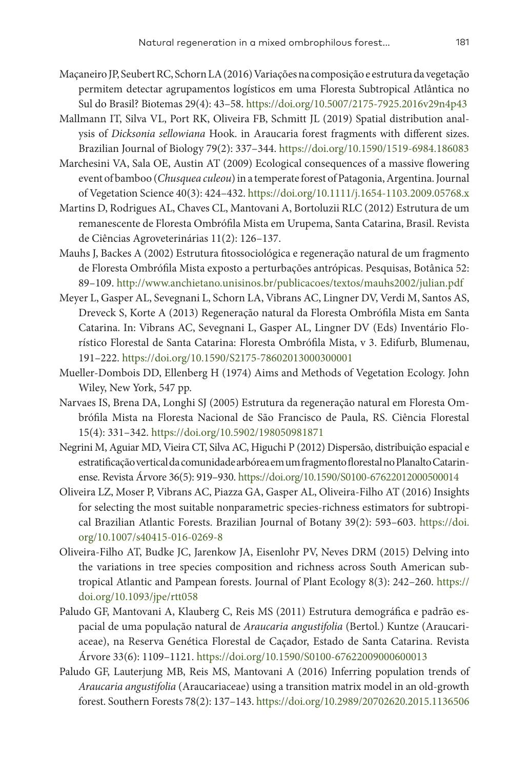Maçaneiro JP, Seubert RC, Schorn LA (2016) Variações na composição e estrutura da vegetação permitem detectar agrupamentos logísticos em uma Floresta Subtropical Atlântica no Sul do Brasil? Biotemas 29(4): 43–58. https://doi.org/10.5007/2175-7925.2016v29n4p43

Mallmann IT, Silva VL, Port RK, Oliveira FB, Schmitt JL (2019) Spatial distribution analysis of *Dicksonia sellowiana* Hook. in Araucaria forest fragments with different sizes. Brazilian Journal of Biology 79(2): 337–344. https://doi.org/10.1590/1519-6984.186083

Marchesini VA, Sala OE, Austin AT (2009) Ecological consequences of a massive flowering event of bamboo (*Chusquea culeou*) in a temperate forest of Patagonia, Argentina. Journal of Vegetation Science 40(3): 424–432. https://doi.org/10.1111/j.1654-1103.2009.05768.x

Martins D, Rodrigues AL, Chaves CL, Mantovani A, Bortoluzii RLC (2012) Estrutura de um remanescente de Floresta Ombrófila Mista em Urupema, Santa Catarina, Brasil. Revista de Ciências Agroveterinárias 11(2): 126–137.

Mauhs J, Backes A (2002) Estrutura fitossociológica e regeneração natural de um fragmento de Floresta Ombrófila Mista exposto a perturbações antrópicas. Pesquisas, Botânica 52: 89–109. http://www.anchietano.unisinos.br/publicacoes/textos/mauhs2002/julian.pdf

Meyer L, Gasper AL, Sevegnani L, Schorn LA, Vibrans AC, Lingner DV, Verdi M, Santos AS, Dreveck S, Korte A (2013) Regeneração natural da Floresta Ombrófila Mista em Santa Catarina. In: Vibrans AC, Sevegnani L, Gasper AL, Lingner DV (Eds) Inventário Florístico Florestal de Santa Catarina: Floresta Ombrófila Mista, v 3. Edifurb, Blumenau, 191–222. https://doi.org/10.1590/S2175-78602013000300001

Mueller-Dombois DD, Ellenberg H (1974) Aims and Methods of Vegetation Ecology. John Wiley, New York, 547 pp.

Narvaes IS, Brena DA, Longhi SJ (2005) Estrutura da regeneração natural em Floresta Ombrófila Mista na Floresta Nacional de São Francisco de Paula, RS. Ciência Florestal 15(4): 331–342. https://doi.org/10.5902/198050981871

Negrini M, Aguiar MD, Vieira CT, Silva AC, Higuchi P (2012) Dispersão, distribuição espacial e estratificação vertical da comunidade arbórea em um fragmento florestal no Planalto Catarinense. Revista Árvore 36(5): 919–930. https://doi.org/10.1590/S0100-67622012000500014

Oliveira LZ, Moser P, Vibrans AC, Piazza GA, Gasper AL, Oliveira-Filho AT (2016) Insights for selecting the most suitable nonparametric species-richness estimators for subtropical Brazilian Atlantic Forests. Brazilian Journal of Botany 39(2): 593–603. https://doi.org/10.1007/s40415-016-0269-8

Oliveira-Filho AT, Budke JC, Jarenkow JA, Eisenlohr PV, Neves DRM (2015) Delving into the variations in tree species composition and richness across South American subtropical Atlantic and Pampean forests. Journal of Plant Ecology 8(3): 242–260. https://doi.org/10.1093/jpe/rtt058

Paludo GF, Mantovani A, Klauberg C, Reis MS (2011) Estrutura demográfica e padrão espacial de uma população natural de *Araucaria angustifolia* (Bertol.) Kuntze (Araucariaceae), na Reserva Genética Florestal de Caçador, Estado de Santa Catarina. Revista Árvore 33(6): 1109–1121. https://doi.org/10.1590/S0100-67622009000600013

Paludo GF, Lauterjung MB, Reis MS, Mantovani A (2016) Inferring population trends of *Araucaria angustifolia* (Araucariaceae) using a transition matrix model in an old-growth forest. Southern Forests 78(2): 137–143. https://doi.org/10.2989/20702620.2015.1136506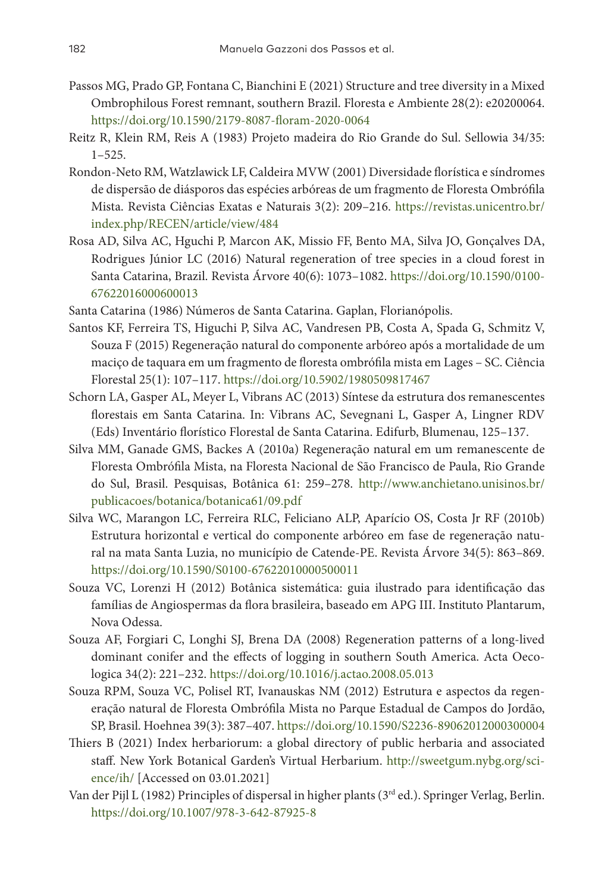Passos MG, Prado GP, Fontana C, Bianchini E (2021) Structure and tree diversity in a Mixed Ombrophilous Forest remnant, southern Brazil. Floresta e Ambiente 28(2): e20200064. https://doi.org/10.1590/2179-8087-floram-2020-0064

Reitz R, Klein RM, Reis A (1983) Projeto madeira do Rio Grande do Sul. Sellowia 34/35: 1–525.

Rondon-Neto RM, Watzlawick LF, Caldeira MVW (2001) Diversidade florística e síndromes de dispersão de diásporos das espécies arbóreas de um fragmento de Floresta Ombrófila Mista. Revista Ciências Exatas e Naturais 3(2): 209–216. https://revistas.unicentro.br/index.php/RECEN/article/view/484

Rosa AD, Silva AC, Hguchi P, Marcon AK, Missio FF, Bento MA, Silva JO, Gonçalves DA, Rodrigues Júnior LC (2016) Natural regeneration of tree species in a cloud forest in Santa Catarina, Brazil. Revista Árvore 40(6): 1073–1082. https://doi.org/10.1590/0100-67622016000600013

Santa Catarina (1986) Números de Santa Catarina. Gaplan, Florianópolis.

Santos KF, Ferreira TS, Higuchi P, Silva AC, Vandresen PB, Costa A, Spada G, Schmitz V, Souza F (2015) Regeneração natural do componente arbóreo após a mortalidade de um maciço de taquara em um fragmento de floresta ombrófila mista em Lages – SC. Ciência Florestal 25(1): 107–117. https://doi.org/10.5902/1980509817467

Schorn LA, Gasper AL, Meyer L, Vibrans AC (2013) Síntese da estrutura dos remanescentes florestais em Santa Catarina. In: Vibrans AC, Sevegnani L, Gasper A, Lingner RDV (Eds) Inventário florístico Florestal de Santa Catarina. Edifurb, Blumenau, 125–137.

Silva MM, Ganade GMS, Backes A (2010a) Regeneração natural em um remanescente de Floresta Ombrófila Mista, na Floresta Nacional de São Francisco de Paula, Rio Grande do Sul, Brasil. Pesquisas, Botânica 61: 259–278. http://www.anchietano.unisinos.br/publicacoes/botanica/botanica61/09.pdf

Silva WC, Marangon LC, Ferreira RLC, Feliciano ALP, Aparício OS, Costa Jr RF (2010b) Estrutura horizontal e vertical do componente arbóreo em fase de regeneração natural na mata Santa Luzia, no município de Catende-PE. Revista Árvore 34(5): 863–869. https://doi.org/10.1590/S0100-67622010000500011

Souza VC, Lorenzi H (2012) Botânica sistemática: guia ilustrado para identificação das famílias de Angiospermas da flora brasileira, baseado em APG III. Instituto Plantarum, Nova Odessa.

Souza AF, Forgiari C, Longhi SJ, Brena DA (2008) Regeneration patterns of a long-lived dominant conifer and the effects of logging in southern South America. Acta Oecologica 34(2): 221–232. https://doi.org/10.1016/j.actao.2008.05.013

Souza RPM, Souza VC, Polisel RT, Ivanauskas NM (2012) Estrutura e aspectos da regeneração natural de Floresta Ombrófila Mista no Parque Estadual de Campos do Jordão, SP, Brasil. Hoehnea 39(3): 387–407. https://doi.org/10.1590/S2236-89062012000300004

Thiers B (2021) Index herbariorum: a global directory of public herbaria and associated staff. New York Botanical Garden's Virtual Herbarium. http://sweetgum.nybg.org/science/ih/ [Accessed on 03.01.2021]

Van der Pijl L (1982) Principles of dispersal in higher plants (3rd ed.). Springer Verlag, Berlin. https://doi.org/10.1007/978-3-642-87925-8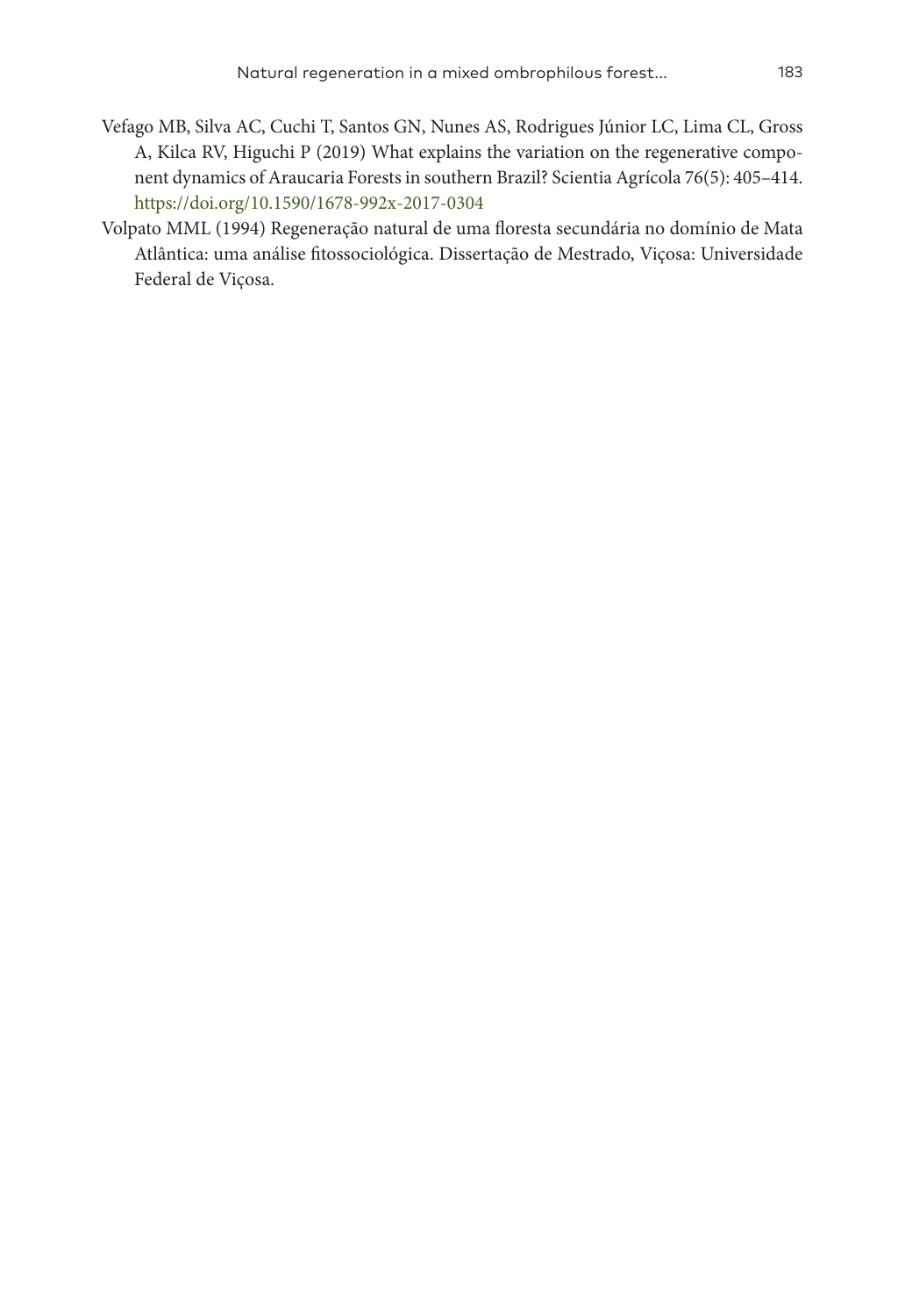Vefago MB, Silva AC, Cuchi T, Santos GN, Nunes AS, Rodrigues Júnior LC, Lima CL, Gross A, Kilca RV, Higuchi P (2019) What explains the variation on the regenerative component dynamics of Araucaria Forests in southern Brazil? Scientia Agrícola 76(5): 405–414. https://doi.org/10.1590/1678-992x-2017-0304

Volpato MML (1994) Regeneração natural de uma floresta secundária no domínio de Mata Atlântica: uma análise fitossociológica. Dissertação de Mestrado, Viçosa: Universidade Federal de Viçosa.